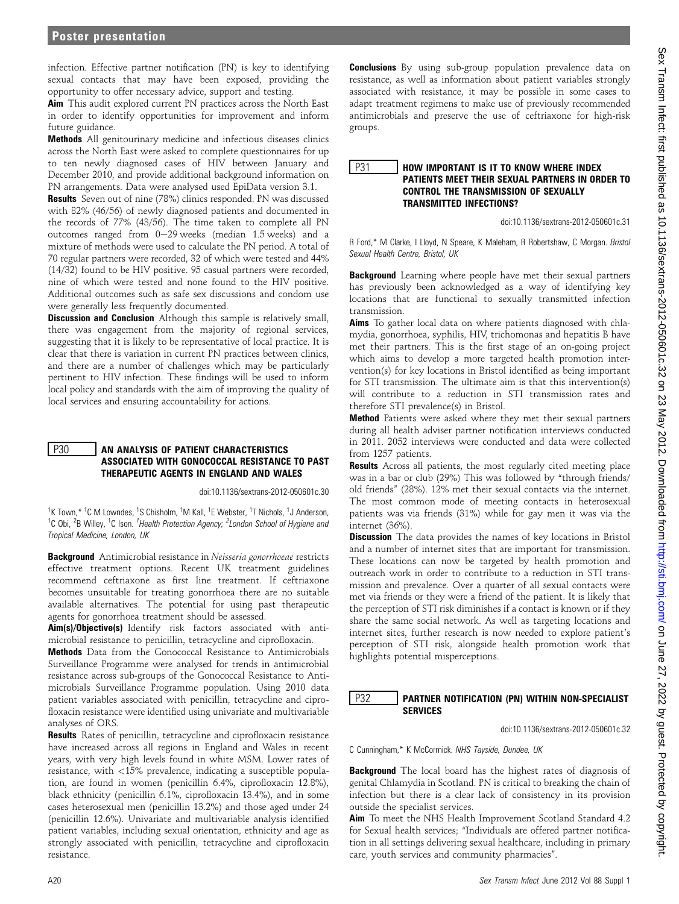infection. Effective partner notification (PN) is key to identifying sexual contacts that may have been exposed, providing the opportunity to offer necessary advice, support and testing.

**Aim** This audit explored current PN practices across the North East in order to identify opportunities for improvement and inform future guidance.

**Methods** All genitourinary medicine and infectious diseases clinics across the North East were asked to complete questionnaires for up to ten newly diagnosed cases of HIV between January and December 2010, and provide additional background information on PN arrangements. Data were analysed used EpiData version 3.1.

**Results** Seven out of nine (78%) clinics responded. PN was discussed with 82% (46/56) of newly diagnosed patients and documented in the records of 77% (43/56). The time taken to complete all PN outcomes ranged from 0–29 weeks (median 1.5 weeks) and a mixture of methods were used to calculate the PN period. A total of 70 regular partners were recorded, 32 of which were tested and 44% (14/32) found to be HIV positive. 95 casual partners were recorded, nine of which were tested and none found to the HIV positive. Additional outcomes such as safe sex discussions and condom use were generally less frequently documented.

**Discussion and Conclusion** Although this sample is relatively small, there was engagement from the majority of regional services, suggesting that it is likely to be representative of local practice. It is clear that there is variation in current PN practices between clinics, and there are a number of challenges which may be particularly pertinent to HIV infection. These findings will be used to inform local policy and standards with the aim of improving the quality of local services and ensuring accountability for actions.

## P30 AN ANALYSIS OF PATIENT CHARACTERISTICS ASSOCIATED WITH GONOCOCCAL RESISTANCE TO PAST THERAPEUTIC AGENTS IN ENGLAND AND WALES

doi:10.1136/sextrans-2012-050601c.30

[1]K Town,* [1]C M Lowndes, [1]S Chisholm, [1]M Kall, [1]E Webster, [1]T Nichols, [1]J Anderson, [1]C Obi, [2]B Willey, [1]C Ison. [1]*Health Protection Agency;* [2]*London School of Hygiene and Tropical Medicine, London, UK*

**Background** Antimicrobial resistance in *Neisseria gonorrhoeae* restricts effective treatment options. Recent UK treatment guidelines recommend ceftriaxone as first line treatment. If ceftriaxone becomes unsuitable for treating gonorrhoea there are no suitable available alternatives. The potential for using past therapeutic agents for gonorrhoea treatment should be assessed.

**Aim(s)/Objective(s)** Identify risk factors associated with antimicrobial resistance to penicillin, tetracycline and ciprofloxacin.

**Methods** Data from the Gonococcal Resistance to Antimicrobials Surveillance Programme were analysed for trends in antimicrobial resistance across sub-groups of the Gonococcal Resistance to Antimicrobials Surveillance Programme population. Using 2010 data patient variables associated with penicillin, tetracycline and ciprofloxacin resistance were identified using univariate and multivariable analyses of ORS.

**Results** Rates of penicillin, tetracycline and ciprofloxacin resistance have increased across all regions in England and Wales in recent years, with very high levels found in white MSM. Lower rates of resistance, with <15% prevalence, indicating a susceptible population, are found in women (penicillin 6.4%, ciprofloxacin 12.8%), black ethnicity (penicillin 6.1%, ciprofloxacin 13.4%), and in some cases heterosexual men (penicillin 13.2%) and those aged under 24 (penicillin 12.6%). Univariate and multivariable analysis identified patient variables, including sexual orientation, ethnicity and age as strongly associated with penicillin, tetracycline and ciprofloxacin resistance.

**Conclusions** By using sub-group population prevalence data on resistance, as well as information about patient variables strongly associated with resistance, it may be possible in some cases to adapt treatment regimens to make use of previously recommended antimicrobials and preserve the use of ceftriaxone for high-risk groups.

## P31 HOW IMPORTANT IS IT TO KNOW WHERE INDEX PATIENTS MEET THEIR SEXUAL PARTNERS IN ORDER TO CONTROL THE TRANSMISSION OF SEXUALLY TRANSMITTED INFECTIONS?

doi:10.1136/sextrans-2012-050601c.31

R Ford,* M Clarke, I Lloyd, N Speare, K Maleham, R Robertshaw, C Morgan. *Bristol Sexual Health Centre, Bristol, UK*

**Background** Learning where people have met their sexual partners has previously been acknowledged as a way of identifying key locations that are functional to sexually transmitted infection transmission.

**Aims** To gather local data on where patients diagnosed with chlamydia, gonorrhoea, syphilis, HIV, trichomonas and hepatitis B have met their partners. This is the first stage of an on-going project which aims to develop a more targeted health promotion intervention(s) for key locations in Bristol identified as being important for STI transmission. The ultimate aim is that this intervention(s) will contribute to a reduction in STI transmission rates and therefore STI prevalence(s) in Bristol.

**Method** Patients were asked where they met their sexual partners during all health adviser partner notification interviews conducted in 2011. 2052 interviews were conducted and data were collected from 1257 patients.

**Results** Across all patients, the most regularly cited meeting place was in a bar or club (29%) This was followed by "through friends/old friends" (28%). 12% met their sexual contacts via the internet. The most common mode of meeting contacts in heterosexual patients was via friends (31%) while for gay men it was via the internet (36%).

**Discussion** The data provides the names of key locations in Bristol and a number of internet sites that are important for transmission. These locations can now be targeted by health promotion and outreach work in order to contribute to a reduction in STI transmission and prevalence. Over a quarter of all sexual contacts were met via friends or they were a friend of the patient. It is likely that the perception of STI risk diminishes if a contact is known or if they share the same social network. As well as targeting locations and internet sites, further research is now needed to explore patient's perception of STI risk, alongside health promotion work that highlights potential misperceptions.

## P32 PARTNER NOTIFICATION (PN) WITHIN NON-SPECIALIST SERVICES

doi:10.1136/sextrans-2012-050601c.32

C Cunningham,* K McCormick. *NHS Tayside, Dundee, UK*

**Background** The local board has the highest rates of diagnosis of genital Chlamydia in Scotland. PN is critical to breaking the chain of infection but there is a clear lack of consistency in its provision outside the specialist services.

**Aim** To meet the NHS Health Improvement Scotland Standard 4.2 for Sexual health services; "Individuals are offered partner notification in all settings delivering sexual healthcare, including in primary care, youth services and community pharmacies".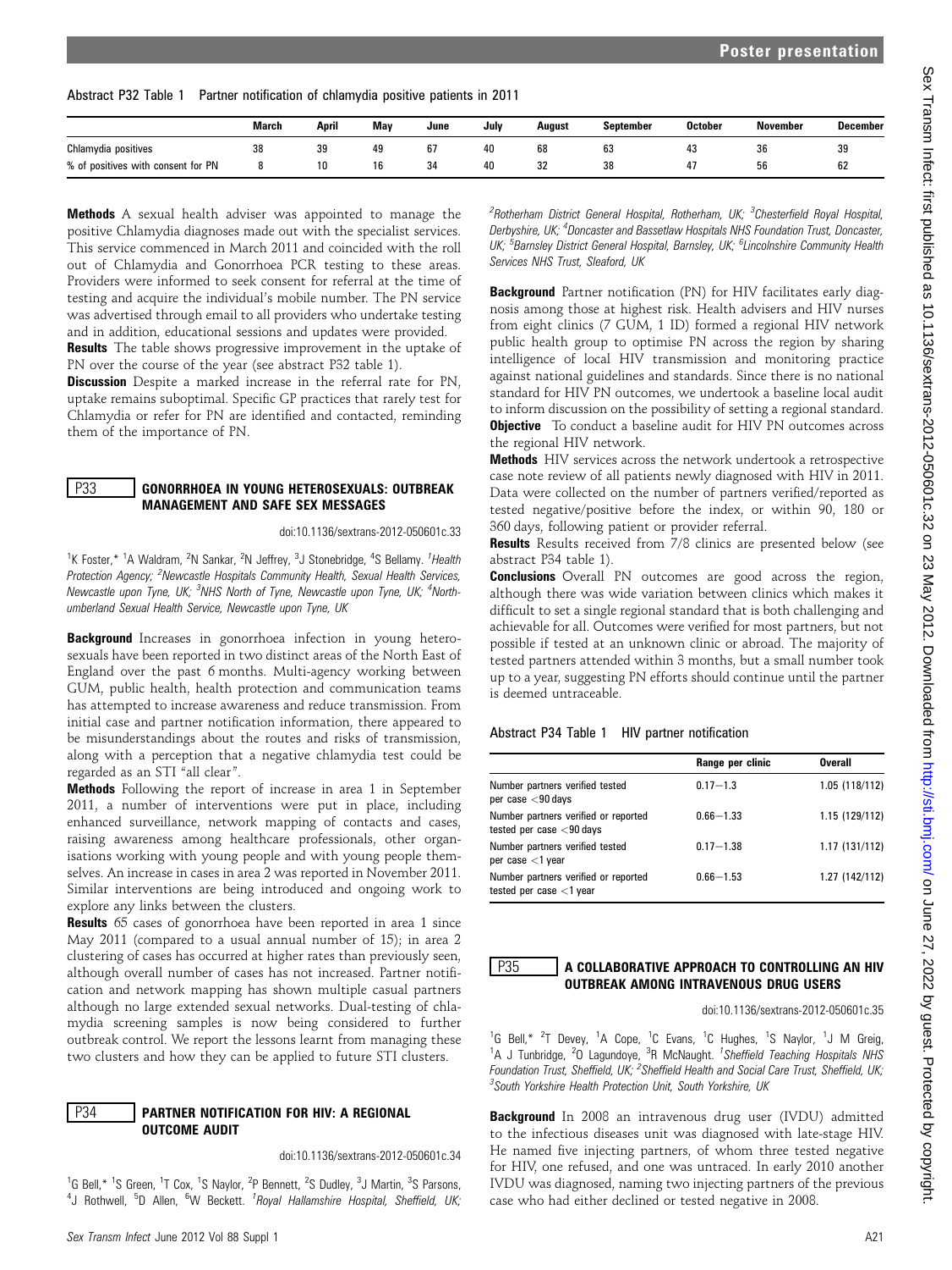Abstract P32 Table 1 Partner notification of chlamydia positive patients in 2011

| | March | April | May | June | July | August | September | October | November | December |
|---|---|---|---|---|---|---|---|---|---|---|
| Chlamydia positives | 38 | 39 | 49 | 67 | 40 | 68 | 63 | 43 | 36 | 39 |
| % of positives with consent for PN | 8 | 10 | 16 | 34 | 40 | 32 | 38 | 47 | 56 | 62 |

**Methods** A sexual health adviser was appointed to manage the positive Chlamydia diagnoses made out with the specialist services. This service commenced in March 2011 and coincided with the roll out of Chlamydia and Gonorrhoea PCR testing to these areas. Providers were informed to seek consent for referral at the time of testing and acquire the individual's mobile number. The PN service was advertised through email to all providers who undertake testing and in addition, educational sessions and updates were provided.

**Results** The table shows progressive improvement in the uptake of PN over the course of the year (see abstract P32 table 1).

**Discussion** Despite a marked increase in the referral rate for PN, uptake remains suboptimal. Specific GP practices that rarely test for Chlamydia or refer for PN are identified and contacted, reminding them of the importance of PN.

## P33 GONORRHOEA IN YOUNG HETEROSEXUALS: OUTBREAK MANAGEMENT AND SAFE SEX MESSAGES

doi:10.1136/sextrans-2012-050601c.33

[1]K Foster,* [1]A Waldram, [2]N Sankar, [2]N Jeffrey, [3]J Stonebridge, [4]S Bellamy. [1]*Health Protection Agency;* [2]*Newcastle Hospitals Community Health, Sexual Health Services, Newcastle upon Tyne, UK;* [3]*NHS North of Tyne, Newcastle upon Tyne, UK;* [4]*Northumberland Sexual Health Service, Newcastle upon Tyne, UK*

**Background** Increases in gonorrhoea infection in young heterosexuals have been reported in two distinct areas of the North East of England over the past 6 months. Multi-agency working between GUM, public health, health protection and communication teams has attempted to increase awareness and reduce transmission. From initial case and partner notification information, there appeared to be misunderstandings about the routes and risks of transmission, along with a perception that a negative chlamydia test could be regarded as an STI "all clear".

**Methods** Following the report of increase in area 1 in September 2011, a number of interventions were put in place, including enhanced surveillance, network mapping of contacts and cases, raising awareness among healthcare professionals, other organisations working with young people and with young people themselves. An increase in cases in area 2 was reported in November 2011. Similar interventions are being introduced and ongoing work to explore any links between the clusters.

**Results** 65 cases of gonorrhoea have been reported in area 1 since May 2011 (compared to a usual annual number of 15); in area 2 clustering of cases has occurred at higher rates than previously seen, although overall number of cases has not increased. Partner notification and network mapping has shown multiple casual partners although no large extended sexual networks. Dual-testing of chlamydia screening samples is now being considered to further outbreak control. We report the lessons learnt from managing these two clusters and how they can be applied to future STI clusters.

## P34 PARTNER NOTIFICATION FOR HIV: A REGIONAL OUTCOME AUDIT

doi:10.1136/sextrans-2012-050601c.34

[1]G Bell,* [1]S Green, [1]T Cox, [1]S Naylor, [2]P Bennett, [2]S Dudley, [3]J Martin, [3]S Parsons, [4]J Rothwell, [5]D Allen, [6]W Beckett. [1]*Royal Hallamshire Hospital, Sheffield, UK;* [2]*Rotherham District General Hospital, Rotherham, UK;* [3]*Chesterfield Royal Hospital, Derbyshire, UK;* [4]*Doncaster and Bassetlaw Hospitals NHS Foundation Trust, Doncaster, UK;* [5]*Barnsley District General Hospital, Barnsley, UK;* [6]*Lincolnshire Community Health Services NHS Trust, Sleaford, UK*

**Background** Partner notification (PN) for HIV facilitates early diagnosis among those at highest risk. Health advisers and HIV nurses from eight clinics (7 GUM, 1 ID) formed a regional HIV network public health group to optimise PN across the region by sharing intelligence of local HIV transmission and monitoring practice against national guidelines and standards. Since there is no national standard for HIV PN outcomes, we undertook a baseline local audit to inform discussion on the possibility of setting a regional standard.

**Objective** To conduct a baseline audit for HIV PN outcomes across the regional HIV network.

**Methods** HIV services across the network undertook a retrospective case note review of all patients newly diagnosed with HIV in 2011. Data were collected on the number of partners verified/reported as tested negative/positive before the index, or within 90, 180 or 360 days, following patient or provider referral.

**Results** Results received from 7/8 clinics are presented below (see abstract P34 table 1).

**Conclusions** Overall PN outcomes are good across the region, although there was wide variation between clinics which makes it difficult to set a single regional standard that is both challenging and achievable for all. Outcomes were verified for most partners, but not possible if tested at an unknown clinic or abroad. The majority of tested partners attended within 3 months, but a small number took up to a year, suggesting PN efforts should continue until the partner is deemed untraceable.

Abstract P34 Table 1 HIV partner notification

| | Range per clinic | Overall |
|---|---|---|
| Number partners verified tested per case <90 days | 0.17−1.3 | 1.05 (118/112) |
| Number partners verified or reported tested per case <90 days | 0.66−1.33 | 1.15 (129/112) |
| Number partners verified tested per case <1 year | 0.17−1.38 | 1.17 (131/112) |
| Number partners verified or reported tested per case <1 year | 0.66−1.53 | 1.27 (142/112) |

## P35 A COLLABORATIVE APPROACH TO CONTROLLING AN HIV OUTBREAK AMONG INTRAVENOUS DRUG USERS

doi:10.1136/sextrans-2012-050601c.35

[1]G Bell,* [2]T Devey, [1]A Cope, [1]C Evans, [1]C Hughes, [1]S Naylor, [1]J M Greig, [1]A J Tunbridge, [2]O Lagundoye, [3]R McNaught. [1]*Sheffield Teaching Hospitals NHS Foundation Trust, Sheffield, UK;* [2]*Sheffield Health and Social Care Trust, Sheffield, UK;* [3]*South Yorkshire Health Protection Unit, South Yorkshire, UK*

**Background** In 2008 an intravenous drug user (IVDU) admitted to the infectious diseases unit was diagnosed with late-stage HIV. He named five injecting partners, of whom three tested negative for HIV, one refused, and one was untraced. In early 2010 another IVDU was diagnosed, naming two injecting partners of the previous case who had either declined or tested negative in 2008.